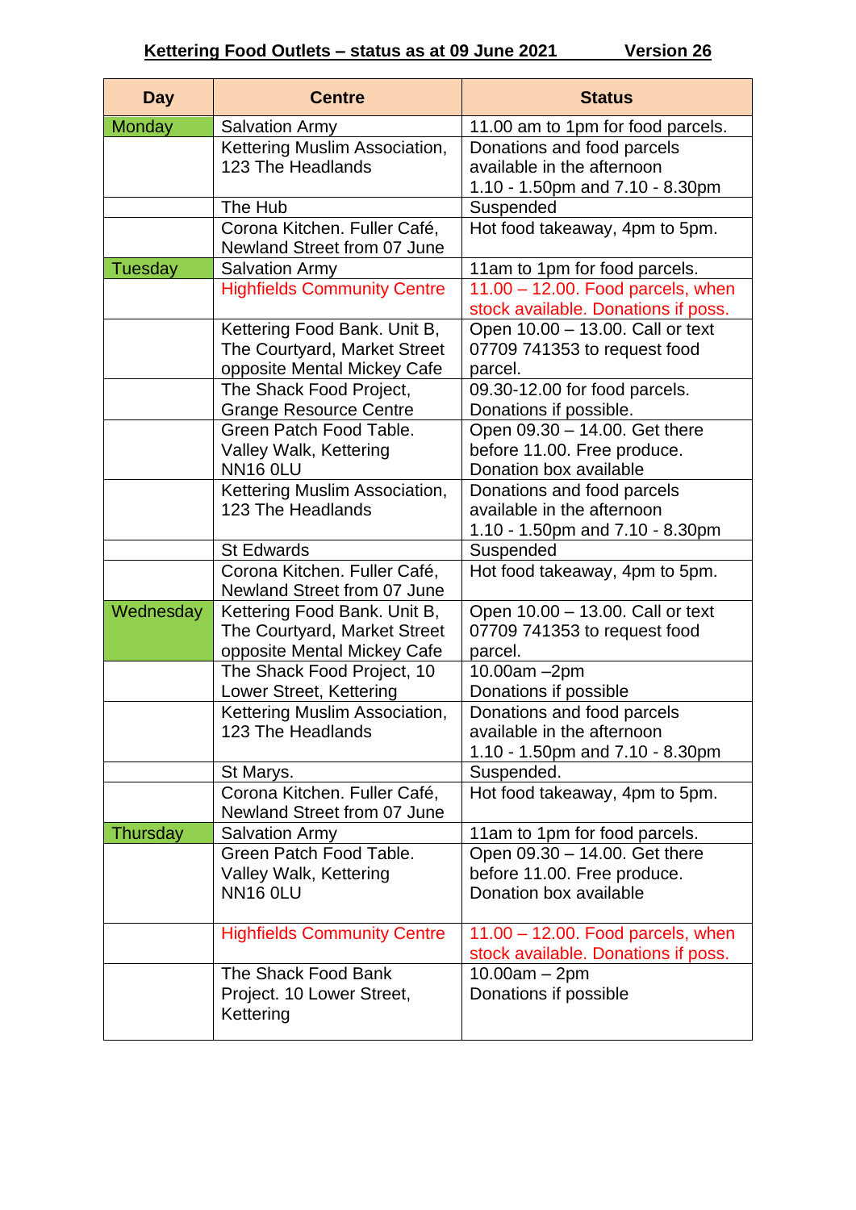**Kettering Food Outlets – status as at 09 June 2021 Version 26**

| Day | Centre | Status |
|---|---|---|
| Monday | Salvation Army | 11.00 am to 1pm for food parcels. |
| | Kettering Muslim Association, 123 The Headlands | Donations and food parcels available in the afternoon 1.10 - 1.50pm and 7.10 - 8.30pm |
| | The Hub | Suspended |
| | Corona Kitchen. Fuller Café, Newland Street from 07 June | Hot food takeaway, 4pm to 5pm. |
| Tuesday | Salvation Army | 11am to 1pm for food parcels. |
| | Highfields Community Centre | 11.00 – 12.00. Food parcels, when stock available. Donations if poss. |
| | Kettering Food Bank. Unit B, The Courtyard, Market Street opposite Mental Mickey Cafe | Open 10.00 – 13.00. Call or text 07709 741353 to request food parcel. |
| | The Shack Food Project, Grange Resource Centre | 09.30-12.00 for food parcels. Donations if possible. |
| | Green Patch Food Table. Valley Walk, Kettering NN16 0LU | Open 09.30 – 14.00. Get there before 11.00. Free produce. Donation box available |
| | Kettering Muslim Association, 123 The Headlands | Donations and food parcels available in the afternoon 1.10 - 1.50pm and 7.10 - 8.30pm |
| | St Edwards | Suspended |
| | Corona Kitchen. Fuller Café, Newland Street from 07 June | Hot food takeaway, 4pm to 5pm. |
| Wednesday | Kettering Food Bank. Unit B, The Courtyard, Market Street opposite Mental Mickey Cafe | Open 10.00 – 13.00. Call or text 07709 741353 to request food parcel. |
| | The Shack Food Project, 10 Lower Street, Kettering | 10.00am –2pm Donations if possible |
| | Kettering Muslim Association, 123 The Headlands | Donations and food parcels available in the afternoon 1.10 - 1.50pm and 7.10 - 8.30pm |
| | St Marys. | Suspended. |
| | Corona Kitchen. Fuller Café, Newland Street from 07 June | Hot food takeaway, 4pm to 5pm. |
| Thursday | Salvation Army | 11am to 1pm for food parcels. |
| | Green Patch Food Table. Valley Walk, Kettering NN16 0LU | Open 09.30 – 14.00. Get there before 11.00. Free produce. Donation box available |
| | Highfields Community Centre | 11.00 – 12.00. Food parcels, when stock available. Donations if poss. |
| | The Shack Food Bank Project. 10 Lower Street, Kettering | 10.00am – 2pm Donations if possible |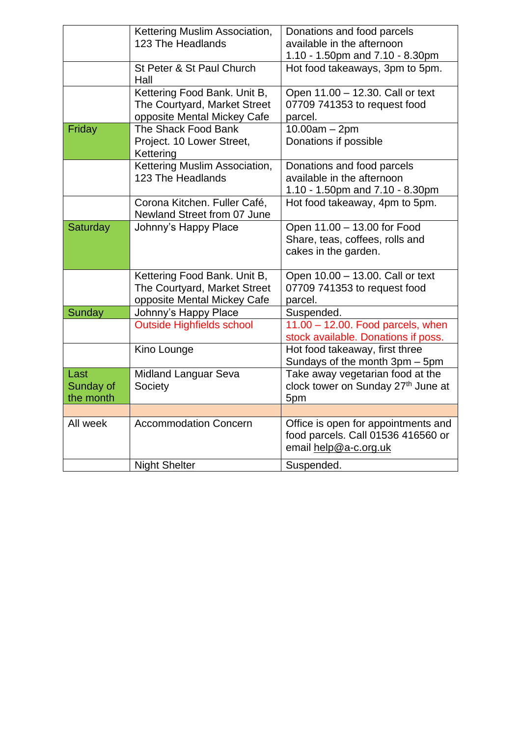| | | |
|---|---|---|
| | Kettering Muslim Association, 123 The Headlands | Donations and food parcels available in the afternoon 1.10 - 1.50pm and 7.10 - 8.30pm |
| | St Peter & St Paul Church Hall | Hot food takeaways, 3pm to 5pm. |
| | Kettering Food Bank. Unit B, The Courtyard, Market Street opposite Mental Mickey Cafe | Open 11.00 – 12.30. Call or text 07709 741353 to request food parcel. |
| Friday | The Shack Food Bank Project. 10 Lower Street, Kettering | 10.00am – 2pm Donations if possible |
| | Kettering Muslim Association, 123 The Headlands | Donations and food parcels available in the afternoon 1.10 - 1.50pm and 7.10 - 8.30pm |
| | Corona Kitchen. Fuller Café, Newland Street from 07 June | Hot food takeaway, 4pm to 5pm. |
| Saturday | Johnny's Happy Place | Open 11.00 – 13.00 for Food Share, teas, coffees, rolls and cakes in the garden. |
| | Kettering Food Bank. Unit B, The Courtyard, Market Street opposite Mental Mickey Cafe | Open 10.00 – 13.00. Call or text 07709 741353 to request food parcel. |
| Sunday | Johnny's Happy Place | Suspended. |
| | Outside Highfields school | 11.00 – 12.00. Food parcels, when stock available. Donations if poss. |
| | Kino Lounge | Hot food takeaway, first three Sundays of the month 3pm – 5pm |
| Last Sunday of the month | Midland Languar Seva Society | Take away vegetarian food at the clock tower on Sunday 27th June at 5pm |
| | | |
| All week | Accommodation Concern | Office is open for appointments and food parcels. Call 01536 416560 or email help@a-c.org.uk |
| | Night Shelter | Suspended. |